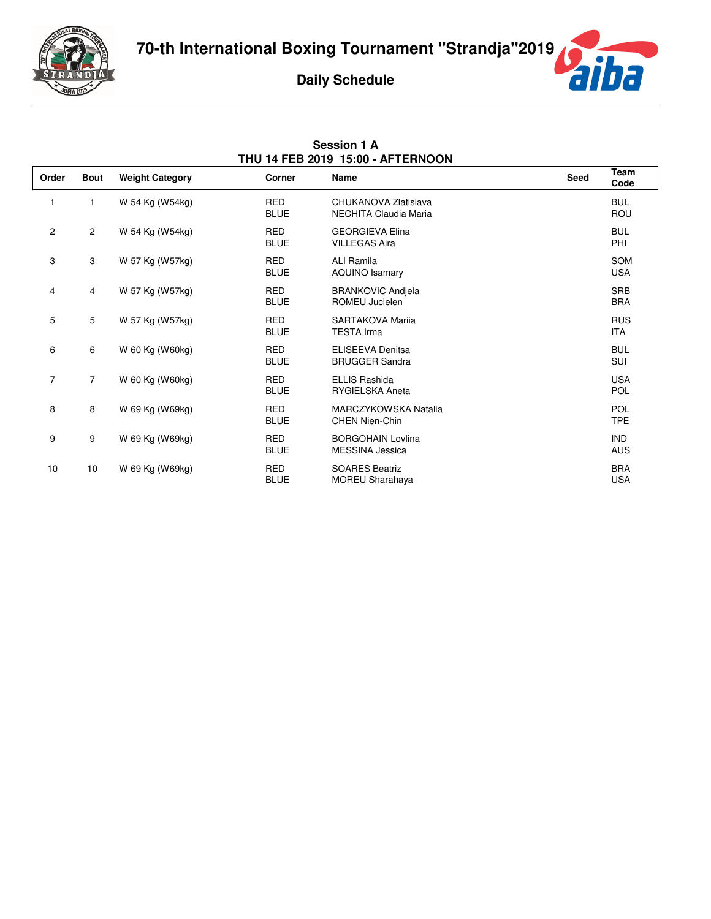# 70-th International Boxing Tournament "Strandja"2019

## Daily Schedule

### Session 1 A
### THU 14 FEB 2019 15:00 - AFTERNOON

| Order | Bout | Weight Category | Corner | Name | Seed | Team Code |
|---|---|---|---|---|---|---|
| 1 | 1 | W 54 Kg (W54kg) | RED | CHUKANOVA Zlatislava | | BUL |
| | | | BLUE | NECHITA Claudia Maria | | ROU |
| 2 | 2 | W 54 Kg (W54kg) | RED | GEORGIEVA Elina | | BUL |
| | | | BLUE | VILLEGAS Aira | | PHI |
| 3 | 3 | W 57 Kg (W57kg) | RED | ALI Ramila | | SOM |
| | | | BLUE | AQUINO Isamary | | USA |
| 4 | 4 | W 57 Kg (W57kg) | RED | BRANKOVIC Andjela | | SRB |
| | | | BLUE | ROMEU Jucielen | | BRA |
| 5 | 5 | W 57 Kg (W57kg) | RED | SARTAKOVA Mariia | | RUS |
| | | | BLUE | TESTA Irma | | ITA |
| 6 | 6 | W 60 Kg (W60kg) | RED | ELISEEVA Denitsa | | BUL |
| | | | BLUE | BRUGGER Sandra | | SUI |
| 7 | 7 | W 60 Kg (W60kg) | RED | ELLIS Rashida | | USA |
| | | | BLUE | RYGIELSKA Aneta | | POL |
| 8 | 8 | W 69 Kg (W69kg) | RED | MARCZYKOWSKA Natalia | | POL |
| | | | BLUE | CHEN Nien-Chin | | TPE |
| 9 | 9 | W 69 Kg (W69kg) | RED | BORGOHAIN Lovlina | | IND |
| | | | BLUE | MESSINA Jessica | | AUS |
| 10 | 10 | W 69 Kg (W69kg) | RED | SOARES Beatriz | | BRA |
| | | | BLUE | MOREU Sharahaya | | USA |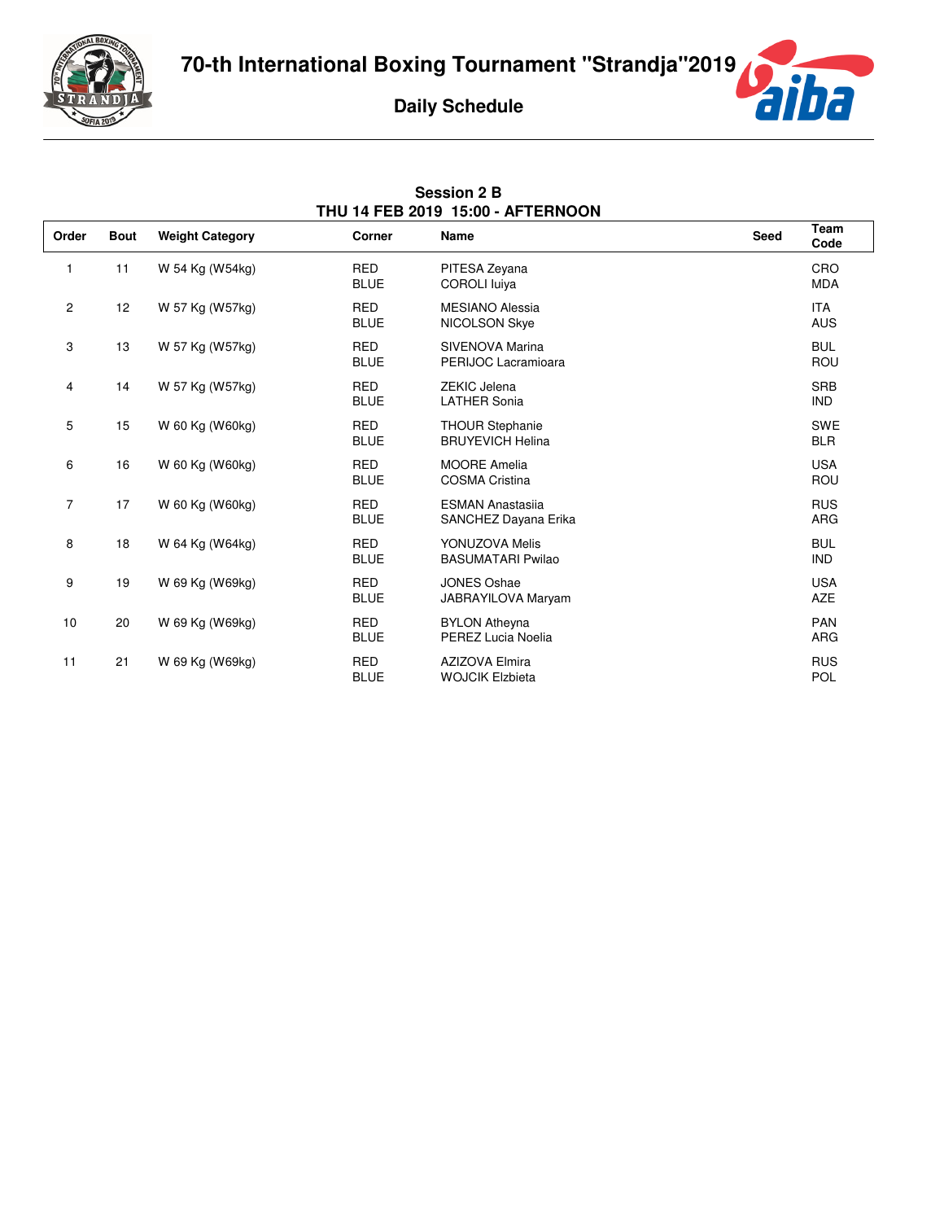# 70-th International Boxing Tournament "Strandja"2019

## Daily Schedule

**Session 2 B**
**THU 14 FEB 2019 15:00 - AFTERNOON**

| Order | Bout | Weight Category | Corner | Name | Seed | Team Code |
|---|---|---|---|---|---|---|
| 1 | 11 | W 54 Kg (W54kg) | RED | PITESA Zeyana | | CRO |
| | | | BLUE | COROLI Iuiya | | MDA |
| 2 | 12 | W 57 Kg (W57kg) | RED | MESIANO Alessia | | ITA |
| | | | BLUE | NICOLSON Skye | | AUS |
| 3 | 13 | W 57 Kg (W57kg) | RED | SIVENOVA Marina | | BUL |
| | | | BLUE | PERIJOC Lacramioara | | ROU |
| 4 | 14 | W 57 Kg (W57kg) | RED | ZEKIC Jelena | | SRB |
| | | | BLUE | LATHER Sonia | | IND |
| 5 | 15 | W 60 Kg (W60kg) | RED | THOUR Stephanie | | SWE |
| | | | BLUE | BRUYEVICH Helina | | BLR |
| 6 | 16 | W 60 Kg (W60kg) | RED | MOORE Amelia | | USA |
| | | | BLUE | COSMA Cristina | | ROU |
| 7 | 17 | W 60 Kg (W60kg) | RED | ESMAN Anastasiia | | RUS |
| | | | BLUE | SANCHEZ Dayana Erika | | ARG |
| 8 | 18 | W 64 Kg (W64kg) | RED | YONUZOVA Melis | | BUL |
| | | | BLUE | BASUMATARI Pwilao | | IND |
| 9 | 19 | W 69 Kg (W69kg) | RED | JONES Oshae | | USA |
| | | | BLUE | JABRAYILOVA Maryam | | AZE |
| 10 | 20 | W 69 Kg (W69kg) | RED | BYLON Atheyna | | PAN |
| | | | BLUE | PEREZ Lucia Noelia | | ARG |
| 11 | 21 | W 69 Kg (W69kg) | RED | AZIZOVA Elmira | | RUS |
| | | | BLUE | WOJCIK Elzbieta | | POL |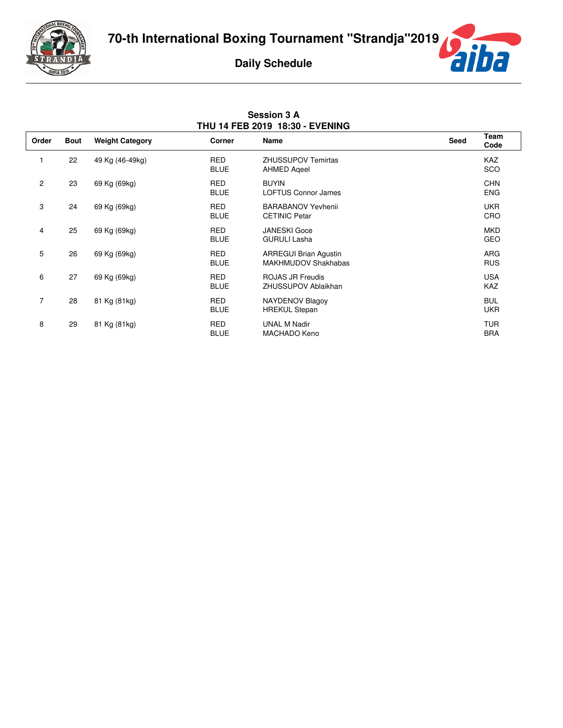# 70-th International Boxing Tournament "Strandja"2019

## Daily Schedule

### Session 3 A
### THU 14 FEB 2019 18:30 - EVENING

| Order | Bout | Weight Category | Corner | Name | Seed | Team Code |
|---|---|---|---|---|---|---|
| 1 | 22 | 49 Kg (46-49kg) | RED | ZHUSSUPOV Temirtas | | KAZ |
| | | | BLUE | AHMED Aqeel | | SCO |
| 2 | 23 | 69 Kg (69kg) | RED | BUYIN | | CHN |
| | | | BLUE | LOFTUS Connor James | | ENG |
| 3 | 24 | 69 Kg (69kg) | RED | BARABANOV Yevhenii | | UKR |
| | | | BLUE | CETINIC Petar | | CRO |
| 4 | 25 | 69 Kg (69kg) | RED | JANESKI Goce | | MKD |
| | | | BLUE | GURULI Lasha | | GEO |
| 5 | 26 | 69 Kg (69kg) | RED | ARREGUI Brian Agustin | | ARG |
| | | | BLUE | MAKHMUDOV Shakhabas | | RUS |
| 6 | 27 | 69 Kg (69kg) | RED | ROJAS JR Freudis | | USA |
| | | | BLUE | ZHUSSUPOV Ablaikhan | | KAZ |
| 7 | 28 | 81 Kg (81kg) | RED | NAYDENOV Blagoy | | BUL |
| | | | BLUE | HREKUL Stepan | | UKR |
| 8 | 29 | 81 Kg (81kg) | RED | UNAL M Nadir | | TUR |
| | | | BLUE | MACHADO Keno | | BRA |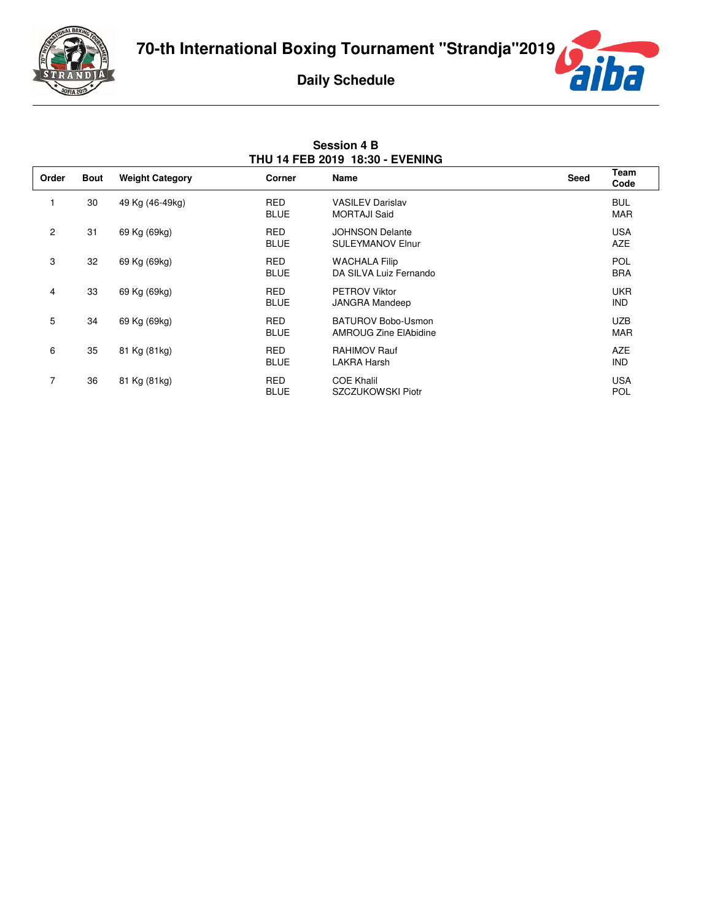# 70-th International Boxing Tournament "Strandja"2019

## Daily Schedule

### Session 4 B
### THU 14 FEB 2019 18:30 - EVENING

| Order | Bout | Weight Category | Corner | Name | Seed | Team Code |
|---|---|---|---|---|---|---|
| 1 | 30 | 49 Kg (46-49kg) | RED | VASILEV Darislav | | BUL |
| | | | BLUE | MORTAJI Said | | MAR |
| 2 | 31 | 69 Kg (69kg) | RED | JOHNSON Delante | | USA |
| | | | BLUE | SULEYMANOV Elnur | | AZE |
| 3 | 32 | 69 Kg (69kg) | RED | WACHALA Filip | | POL |
| | | | BLUE | DA SILVA Luiz Fernando | | BRA |
| 4 | 33 | 69 Kg (69kg) | RED | PETROV Viktor | | UKR |
| | | | BLUE | JANGRA Mandeep | | IND |
| 5 | 34 | 69 Kg (69kg) | RED | BATUROV Bobo-Usmon | | UZB |
| | | | BLUE | AMROUG Zine ElAbidine | | MAR |
| 6 | 35 | 81 Kg (81kg) | RED | RAHIMOV Rauf | | AZE |
| | | | BLUE | LAKRA Harsh | | IND |
| 7 | 36 | 81 Kg (81kg) | RED | COE Khalil | | USA |
| | | | BLUE | SZCZUKOWSKI Piotr | | POL |